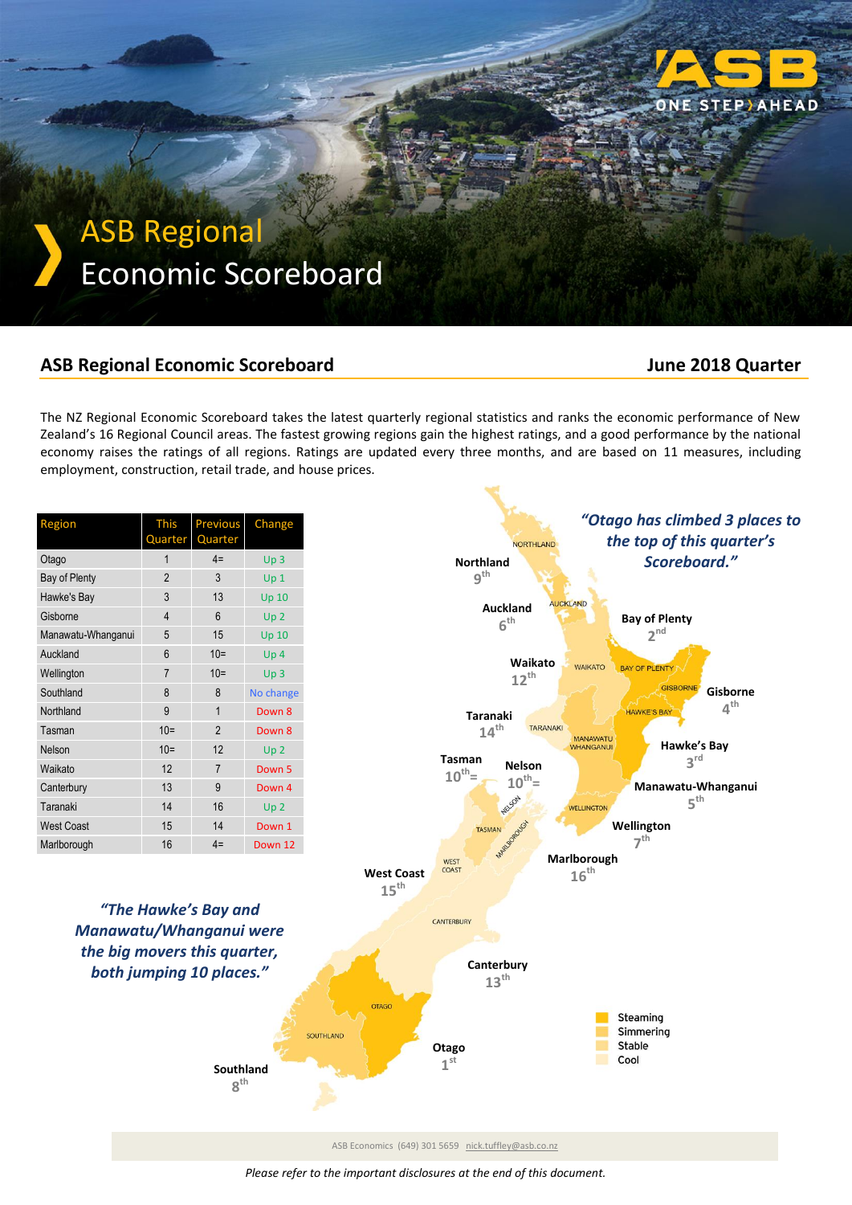# ASB Regional Economic Scoreboard

## ASB Regional Economic Scoreboard — June 2018 Quarter

The NZ Regional Economic Scoreboard takes the latest quarterly regional statistics and ranks the economic performance of New Zealand's 16 Regional Council areas. The fastest growing regions gain the highest ratings, and a good performance by the national economy raises the ratings of all regions. Ratings are updated every three months, and are based on 11 measures, including employment, construction, retail trade, and house prices.

| Region | This Quarter | Previous Quarter | Change |
|---|---|---|---|
| Otago | 1 | 4= | Up 3 |
| Bay of Plenty | 2 | 3 | Up 1 |
| Hawke's Bay | 3 | 13 | Up 10 |
| Gisborne | 4 | 6 | Up 2 |
| Manawatu-Whanganui | 5 | 15 | Up 10 |
| Auckland | 6 | 10= | Up 4 |
| Wellington | 7 | 10= | Up 3 |
| Southland | 8 | 8 | No change |
| Northland | 9 | 1 | Down 8 |
| Tasman | 10= | 2 | Down 8 |
| Nelson | 10= | 12 | Up 2 |
| Waikato | 12 | 7 | Down 5 |
| Canterbury | 13 | 9 | Down 4 |
| Taranaki | 14 | 16 | Up 2 |
| West Coast | 15 | 14 | Down 1 |
| Marlborough | 16 | 4= | Down 12 |

*"Otago has climbed 3 places to the top of this quarter's Scoreboard."*

*"The Hawke's Bay and Manawatu/Whanganui were the big movers this quarter, both jumping 10 places."*

Northland 9th, Auckland 6th, Bay of Plenty 2nd, Waikato 12th, Gisborne 4th, Taranaki 14th, Hawke's Bay 3rd, Tasman 10th=, Nelson 10th=, Manawatu-Whanganui 5th, Wellington 7th, Marlborough 16th, West Coast 15th, Canterbury 13th, Otago 1st, Southland 8th

Legend: Steaming, Simmering, Stable, Cool

ASB Economics (649) 301 5659 nick.tuffley@asb.co.nz

*Please refer to the important disclosures at the end of this document.*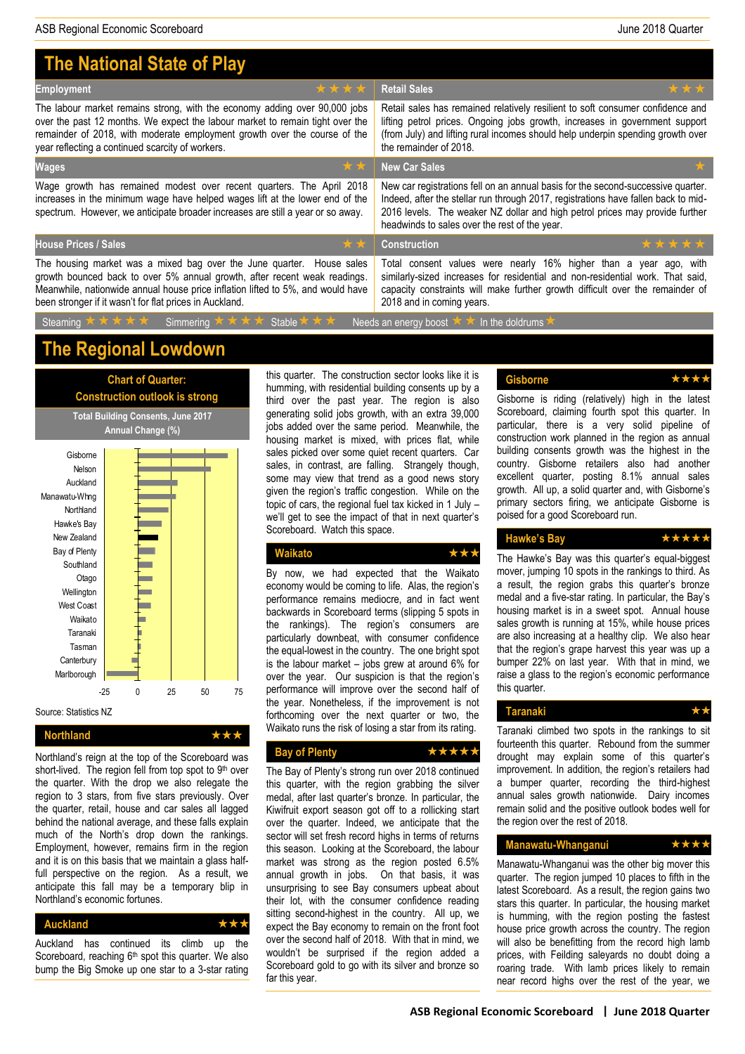# The National State of Play

| Employment ★★★★ | Retail Sales ★★★ |
|---|---|
| The labour market remains strong, with the economy adding over 90,000 jobs over the past 12 months. We expect the labour market to remain tight over the remainder of 2018, with moderate employment growth over the course of the year reflecting a continued scarcity of workers. | Retail sales has remained relatively resilient to soft consumer confidence and lifting petrol prices. Ongoing jobs growth, increases in government support (from July) and lifting rural incomes should help underpin spending growth over the remainder of 2018. |
| **Wages ★★** | **New Car Sales ★** |
| Wage growth has remained modest over recent quarters. The April 2018 increases in the minimum wage have helped wages lift at the lower end of the spectrum. However, we anticipate broader increases are still a year or so away. | New car registrations fell on an annual basis for the second-successive quarter. Indeed, after the stellar run through 2017, registrations have fallen back to mid-2016 levels. The weaker NZ dollar and high petrol prices may provide further headwinds to sales over the rest of the year. |
| **House Prices / Sales ★★** | **Construction ★★★★★** |
| The housing market was a mixed bag over the June quarter. House sales growth bounced back to over 5% annual growth, after recent weak readings. Meanwhile, nationwide annual house price inflation lifted to 5%, and would have been stronger if it wasn't for flat prices in Auckland. | Total consent values were nearly 16% higher than a year ago, with similarly-sized increases for residential and non-residential work. That said, capacity constraints will make further growth difficult over the remainder of 2018 and in coming years. |

Steaming ★★★★★ Simmering ★★★★ Stable ★★★ Needs an energy boost ★★ In the doldrums ★

# The Regional Lowdown

**Chart of Quarter: Construction outlook is strong**

**Total Building Consents, June 2017 Annual Change (%)**

Regions shown: Gisborne, Nelson, Auckland, Manawatu-Whng, Northland, Hawke's Bay, New Zealand, Bay of Plenty, Southland, Otago, Wellington, West Coast, Waikato, Taranaki, Tasman, Canterbury, Marlborough (axis -25 to 75)

Source: Statistics NZ

## Northland ★★★

Northland's reign at the top of the Scoreboard was short-lived. The region fell from top spot to 9th over the quarter. With the drop we also relegate the region to 3 stars, from five stars previously. Over the quarter, retail, house and car sales all lagged behind the national average, and these falls explain much of the North's drop down the rankings. Employment, however, remains firm in the region and it is on this basis that we maintain a glass half-full perspective on the region. As a result, we anticipate this fall may be a temporary blip in Northland's economic fortunes.

## Auckland ★★★

Auckland has continued its climb up the Scoreboard, reaching 6th spot this quarter. We also bump the Big Smoke up one star to a 3-star rating this quarter. The construction sector looks like it is humming, with residential building consents up by a third over the past year. The region is also generating solid jobs growth, with an extra 39,000 jobs added over the same period. Meanwhile, the housing market is mixed, with prices flat, while sales picked over some quiet recent quarters. Car sales, in contrast, are falling. Strangely though, some may view that trend as a good news story given the region's traffic congestion. While on the topic of cars, the regional fuel tax kicked in 1 July – we'll get to see the impact of that in next quarter's Scoreboard. Watch this space.

## Waikato ★★★

By now, we had expected that the Waikato economy would be coming to life. Alas, the region's performance remains mediocre, and in fact went backwards in Scoreboard terms (slipping 5 spots in the rankings). The region's consumers are particularly downbeat, with consumer confidence the equal-lowest in the country. The one bright spot is the labour market – jobs grew at around 6% for over the year. Our suspicion is that the region's performance will improve over the second half of the year. Nonetheless, if the improvement is not forthcoming over the next quarter or two, the Waikato runs the risk of losing a star from its rating.

## Bay of Plenty ★★★★★

The Bay of Plenty's strong run over 2018 continued this quarter, with the region grabbing the silver medal, after last quarter's bronze. In particular, the Kiwifruit export season got off to a rollicking start over the quarter. Indeed, we anticipate that the sector will set fresh record highs in terms of returns this season. Looking at the Scoreboard, the labour market was strong as the region posted 6.5% annual growth in jobs. On that basis, it was unsurprising to see Bay consumers upbeat about their lot, with the consumer confidence reading sitting second-highest in the country. All up, we expect the Bay economy to remain on the front foot over the second half of 2018. With that in mind, we wouldn't be surprised if the region added a Scoreboard gold to go with its silver and bronze so far this year.

## Gisborne ★★★★

Gisborne is riding (relatively) high in the latest Scoreboard, claiming fourth spot this quarter. In particular, there is a very solid pipeline of construction work planned in the region as annual building consents growth was the highest in the country. Gisborne retailers also had another excellent quarter, posting 8.1% annual sales growth. All up, a solid quarter and, with Gisborne's primary sectors firing, we anticipate Gisborne is poised for a good Scoreboard run.

## Hawke's Bay ★★★★★

The Hawke's Bay was this quarter's equal-biggest mover, jumping 10 spots in the rankings to third. As a result, the region grabs this quarter's bronze medal and a five-star rating. In particular, the Bay's housing market is in a sweet spot. Annual house sales growth is running at 15%, while house prices are also increasing at a healthy clip. We also hear that the region's grape harvest this year was up a bumper 22% on last year. With that in mind, we raise a glass to the region's economic performance this quarter.

## Taranaki ★★

Taranaki climbed two spots in the rankings to sit fourteenth this quarter. Rebound from the summer drought may explain some of this quarter's improvement. In addition, the region's retailers had a bumper quarter, recording the third-highest annual sales growth nationwide. Dairy incomes remain solid and the positive outlook bodes well for the region over the rest of 2018.

## Manawatu-Whanganui ★★★★

Manawatu-Whanganui was the other big mover this quarter. The region jumped 10 places to fifth in the latest Scoreboard. As a result, the region gains two stars this quarter. In particular, the housing market is humming, with the region posting the fastest house price growth across the country. The region will also be benefitting from the record high lamb prices, with Feilding saleyards no doubt doing a roaring trade. With lamb prices likely to remain near record highs over the rest of the year, we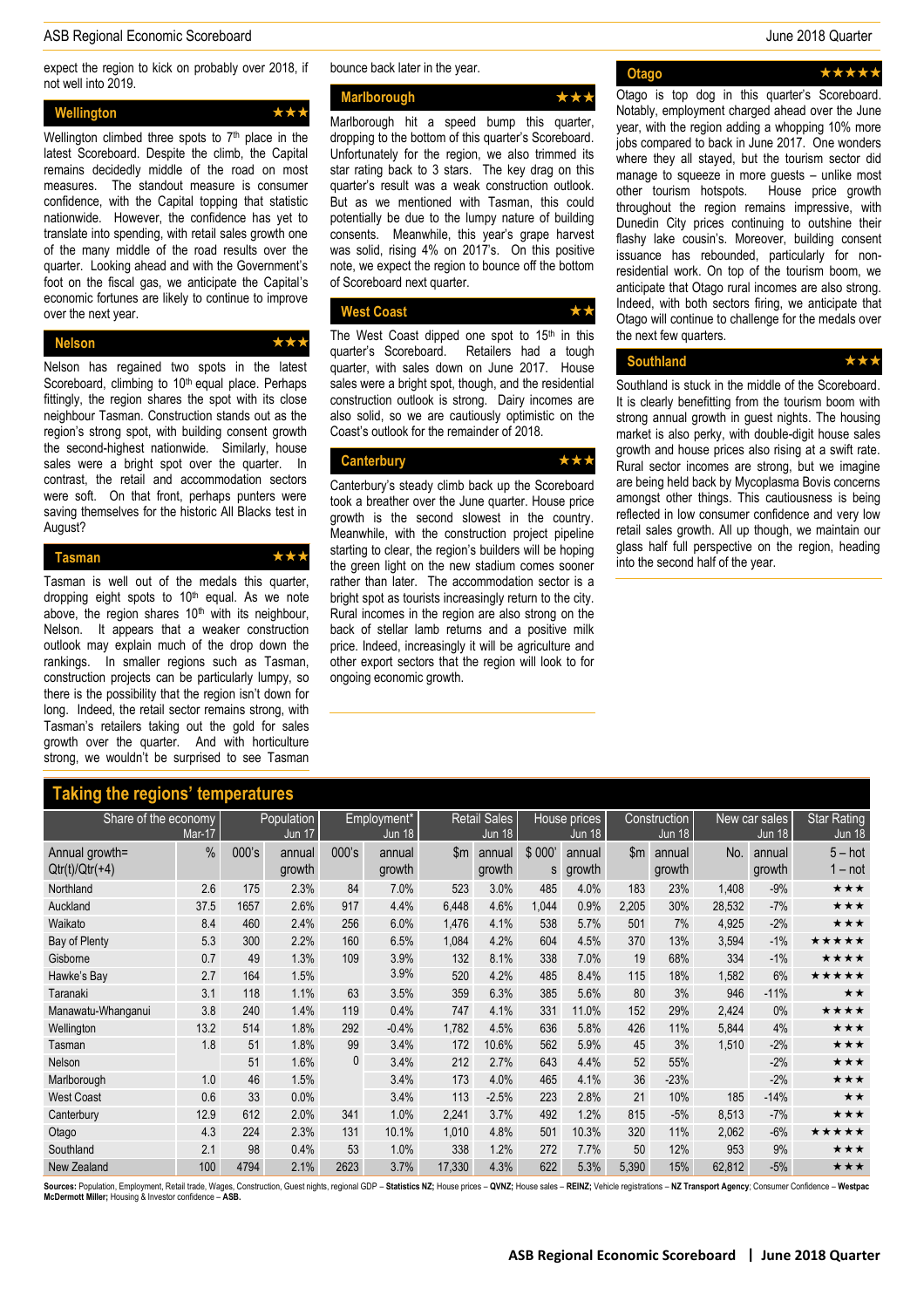expect the region to kick on probably over 2018, if not well into 2019.

## Wellington ★★★

Wellington climbed three spots to 7th place in the latest Scoreboard. Despite the climb, the Capital remains decidedly middle of the road on most measures. The standout measure is consumer confidence, with the Capital topping that statistic nationwide. However, the confidence has yet to translate into spending, with retail sales growth one of the many middle of the road results over the quarter. Looking ahead and with the Government's foot on the fiscal gas, we anticipate the Capital's economic fortunes are likely to continue to improve over the next year.

## Nelson ★★★

Nelson has regained two spots in the latest Scoreboard, climbing to 10th equal place. Perhaps fittingly, the region shares the spot with its close neighbour Tasman. Construction stands out as the region's strong spot, with building consent growth the second-highest nationwide. Similarly, house sales were a bright spot over the quarter. In contrast, the retail and accommodation sectors were soft. On that front, perhaps punters were saving themselves for the historic All Blacks test in August?

## Tasman ★★★

Tasman is well out of the medals this quarter, dropping eight spots to 10th equal. As we note above, the region shares 10th with its neighbour, Nelson. It appears that a weaker construction outlook may explain much of the drop down the rankings. In smaller regions such as Tasman, construction projects can be particularly lumpy, so there is the possibility that the region isn't down for long. Indeed, the retail sector remains strong, with Tasman's retailers taking out the gold for sales growth over the quarter. And with horticulture strong, we wouldn't be surprised to see Tasman bounce back later in the year.

## Marlborough ★★★

Marlborough hit a speed bump this quarter, dropping to the bottom of this quarter's Scoreboard. Unfortunately for the region, we also trimmed its star rating back to 3 stars. The key drag on this quarter's result was a weak construction outlook. But as we mentioned with Tasman, this could potentially be due to the lumpy nature of building consents. Meanwhile, this year's grape harvest was solid, rising 4% on 2017's. On this positive note, we expect the region to bounce off the bottom of Scoreboard next quarter.

## West Coast ★★

The West Coast dipped one spot to 15th in this quarter's Scoreboard. Retailers had a tough quarter, with sales down on June 2017. House sales were a bright spot, though, and the residential construction outlook is strong. Dairy incomes are also solid, so we are cautiously optimistic on the Coast's outlook for the remainder of 2018.

## Canterbury ★★★

Canterbury's steady climb back up the Scoreboard took a breather over the June quarter. House price growth is the second slowest in the country. Meanwhile, with the construction project pipeline starting to clear, the region's builders will be hoping the green light on the new stadium comes sooner rather than later. The accommodation sector is a bright spot as tourists increasingly return to the city. Rural incomes in the region are also strong on the back of stellar lamb returns and a positive milk price. Indeed, increasingly it will be agriculture and other export sectors that the region will look to for ongoing economic growth.

## Otago ★★★★★

Otago is top dog in this quarter's Scoreboard. Notably, employment charged ahead over the June year, with the region adding a whopping 10% more jobs compared to back in June 2017. One wonders where they all stayed, but the tourism sector did manage to squeeze in more guests – unlike most other tourism hotspots. House price growth throughout the region remains impressive, with Dunedin City prices continuing to outshine their flashy lake cousin's. Moreover, building consent issuance has rebounded, particularly for non-residential work. On top of the tourism boom, we anticipate that Otago rural incomes are also strong. Indeed, with both sectors firing, we anticipate that Otago will continue to challenge for the medals over the next few quarters.

## Southland ★★★

Southland is stuck in the middle of the Scoreboard. It is clearly benefitting from the tourism boom with strong annual growth in guest nights. The housing market is also perky, with double-digit house sales growth and house prices also rising at a swift rate. Rural sector incomes are strong, but we imagine are being held back by Mycoplasma Bovis concerns amongst other things. This cautiousness is being reflected in low consumer confidence and very low retail sales growth. All up though, we maintain our glass half full perspective on the region, heading into the second half of the year.

## Taking the regions' temperatures

| | Share of the economy Mar-17 | Population Jun 17 | | Employment* Jun 18 | | Retail Sales Jun 18 | | House prices Jun 18 | | Construction Jun 18 | | New car sales Jun 18 | | Star Rating Jun 18 |
|---|---|---|---|---|---|---|---|---|---|---|---|---|---|---|
| Annual growth= Qtr(t)/Qtr(+4) | % | 000's | annual growth | 000's | annual growth | $m | annual growth | $ 000's | annual growth | $m | annual growth | No. | annual growth | 5 – hot 1 – not |
| Northland | 2.6 | 175 | 2.3% | 84 | 7.0% | 523 | 3.0% | 485 | 4.0% | 183 | 23% | 1,408 | -9% | ★★★ |
| Auckland | 37.5 | 1657 | 2.6% | 917 | 4.4% | 6,448 | 4.6% | 1,044 | 0.9% | 2,205 | 30% | 28,532 | -7% | ★★★ |
| Waikato | 8.4 | 460 | 2.4% | 256 | 6.0% | 1,476 | 4.1% | 538 | 5.7% | 501 | 7% | 4,925 | -2% | ★★★ |
| Bay of Plenty | 5.3 | 300 | 2.2% | 160 | 6.5% | 1,084 | 4.2% | 604 | 4.5% | 370 | 13% | 3,594 | -1% | ★★★★★ |
| Gisborne | 0.7 | 49 | 1.3% | 109 | 3.9% | 132 | 8.1% | 338 | 7.0% | 19 | 68% | 334 | -1% | ★★★★ |
| Hawke's Bay | 2.7 | 164 | 1.5% | | 3.9% | 520 | 4.2% | 485 | 8.4% | 115 | 18% | 1,582 | 6% | ★★★★★ |
| Taranaki | 3.1 | 118 | 1.1% | 63 | 3.5% | 359 | 6.3% | 385 | 5.6% | 80 | 3% | 946 | -11% | ★★ |
| Manawatu-Whanganui | 3.8 | 240 | 1.4% | 119 | 0.4% | 747 | 4.1% | 331 | 11.0% | 152 | 29% | 2,424 | 0% | ★★★★ |
| Wellington | 13.2 | 514 | 1.8% | 292 | -0.4% | 1,782 | 4.5% | 636 | 5.8% | 426 | 11% | 5,844 | 4% | ★★★ |
| Tasman | 1.8 | 51 | 1.8% | 99 | 3.4% | 172 | 10.6% | 562 | 5.9% | 45 | 3% | 1,510 | -2% | ★★★ |
| Nelson | | 51 | 1.6% | 0 | 3.4% | 212 | 2.7% | 643 | 4.4% | 52 | 55% | | -2% | ★★★ |
| Marlborough | 1.0 | 46 | 1.5% | | 3.4% | 173 | 4.0% | 465 | 4.1% | 36 | -23% | | -2% | ★★★ |
| West Coast | 0.6 | 33 | 0.0% | | 3.4% | 113 | -2.5% | 223 | 2.8% | 21 | 10% | 185 | -14% | ★★ |
| Canterbury | 12.9 | 612 | 2.0% | 341 | 1.0% | 2,241 | 3.7% | 492 | 1.2% | 815 | -5% | 8,513 | -7% | ★★★ |
| Otago | 4.3 | 224 | 2.3% | 131 | 10.1% | 1,010 | 4.8% | 501 | 10.3% | 320 | 11% | 2,062 | -6% | ★★★★★ |
| Southland | 2.1 | 98 | 0.4% | 53 | 1.0% | 338 | 1.2% | 272 | 7.7% | 50 | 12% | 953 | 9% | ★★★ |
| New Zealand | 100 | 4794 | 2.1% | 2623 | 3.7% | 17,330 | 4.3% | 622 | 5.3% | 5,390 | 15% | 62,812 | -5% | ★★★ |

**Sources:** Population, Employment, Retail trade, Wages, Construction, Guest nights, regional GDP – **Statistics NZ;** House prices – **QVNZ;** House sales – **REINZ;** Vehicle registrations – **NZ Transport Agency**; Consumer Confidence – **Westpac McDermott Miller;** Housing & Investor confidence – **ASB.**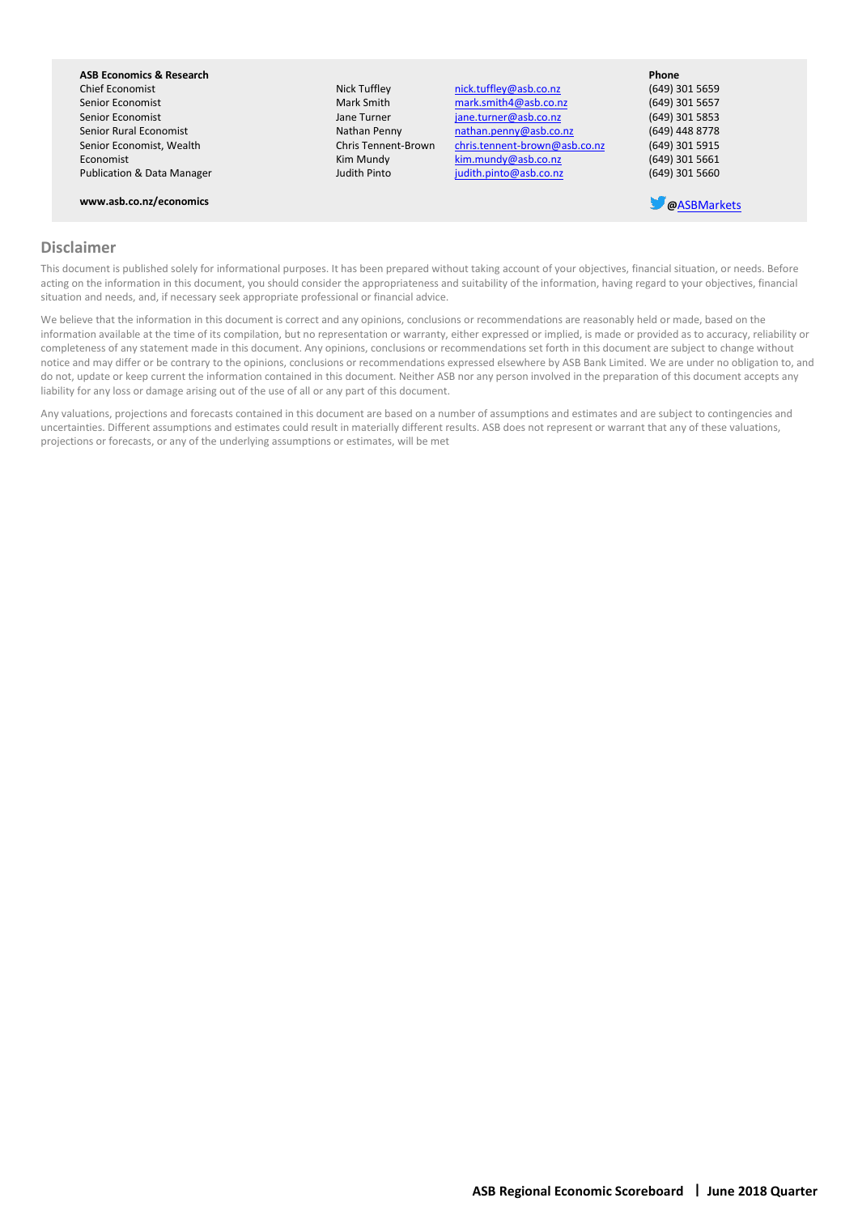| ASB Economics & Research | | | Phone |
| --- | --- | --- | --- |
| Chief Economist | Nick Tuffley | nick.tuffley@asb.co.nz | (649) 301 5659 |
| Senior Economist | Mark Smith | mark.smith4@asb.co.nz | (649) 301 5657 |
| Senior Economist | Jane Turner | jane.turner@asb.co.nz | (649) 301 5853 |
| Senior Rural Economist | Nathan Penny | nathan.penny@asb.co.nz | (649) 448 8778 |
| Senior Economist, Wealth | Chris Tennent-Brown | chris.tennent-brown@asb.co.nz | (649) 301 5915 |
| Economist | Kim Mundy | kim.mundy@asb.co.nz | (649) 301 5661 |
| Publication & Data Manager | Judith Pinto | judith.pinto@asb.co.nz | (649) 301 5660 |

**www.asb.co.nz/economics**

@ASBMarkets

## Disclaimer

This document is published solely for informational purposes. It has been prepared without taking account of your objectives, financial situation, or needs. Before acting on the information in this document, you should consider the appropriateness and suitability of the information, having regard to your objectives, financial situation and needs, and, if necessary seek appropriate professional or financial advice.

We believe that the information in this document is correct and any opinions, conclusions or recommendations are reasonably held or made, based on the information available at the time of its compilation, but no representation or warranty, either expressed or implied, is made or provided as to accuracy, reliability or completeness of any statement made in this document. Any opinions, conclusions or recommendations set forth in this document are subject to change without notice and may differ or be contrary to the opinions, conclusions or recommendations expressed elsewhere by ASB Bank Limited. We are under no obligation to, and do not, update or keep current the information contained in this document. Neither ASB nor any person involved in the preparation of this document accepts any liability for any loss or damage arising out of the use of all or any part of this document.

Any valuations, projections and forecasts contained in this document are based on a number of assumptions and estimates and are subject to contingencies and uncertainties. Different assumptions and estimates could result in materially different results. ASB does not represent or warrant that any of these valuations, projections or forecasts, or any of the underlying assumptions or estimates, will be met